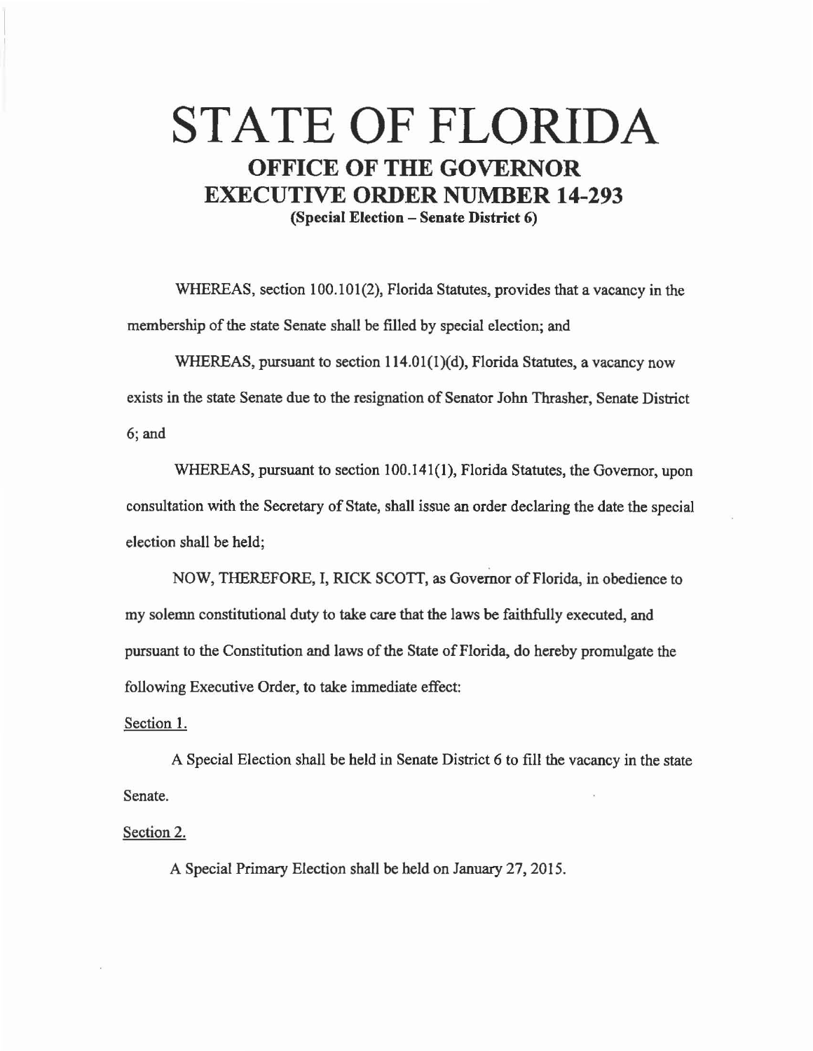# STATE OF FLORIDA

## OFFICE OF THE GOVERNOR

## EXECUTIVE ORDER NUMBER 14-293

**(Special Election – Senate District 6)**

WHEREAS, section 100.101(2), Florida Statutes, provides that a vacancy in the membership of the state Senate shall be filled by special election; and

WHEREAS, pursuant to section 114.01(1)(d), Florida Statutes, a vacancy now exists in the state Senate due to the resignation of Senator John Thrasher, Senate District 6; and

WHEREAS, pursuant to section 100.141(1), Florida Statutes, the Governor, upon consultation with the Secretary of State, shall issue an order declaring the date the special election shall be held;

NOW, THEREFORE, I, RICK SCOTT, as Governor of Florida, in obedience to my solemn constitutional duty to take care that the laws be faithfully executed, and pursuant to the Constitution and laws of the State of Florida, do hereby promulgate the following Executive Order, to take immediate effect:

Section 1.

A Special Election shall be held in Senate District 6 to fill the vacancy in the state Senate.

Section 2.

A Special Primary Election shall be held on January 27, 2015.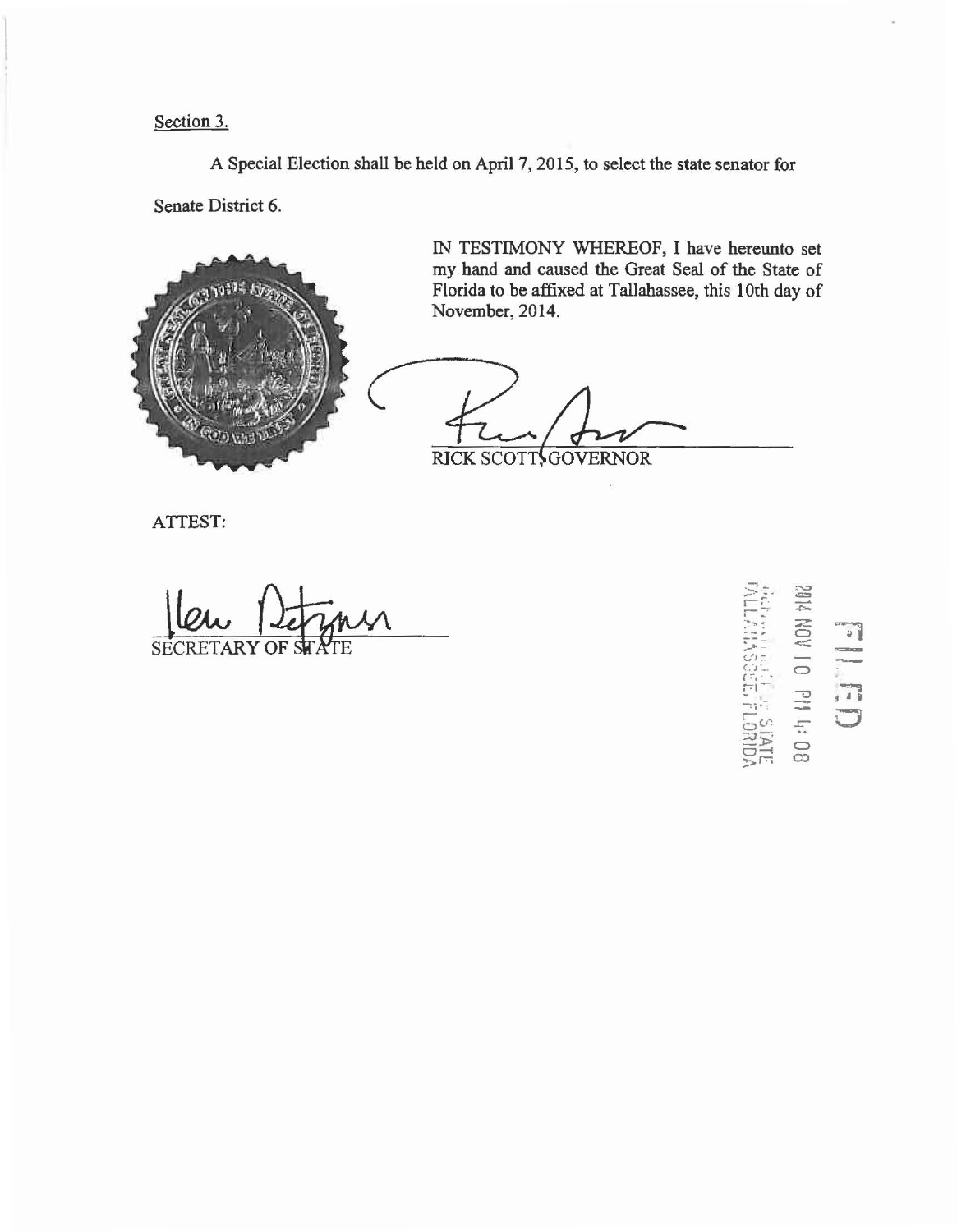Section 3.

A Special Election shall be held on April 7, 2015, to select the state senator for Senate District 6.

IN TESTIMONY WHEREOF, I have hereunto set my hand and caused the Great Seal of the State of Florida to be affixed at Tallahassee, this 10th day of November, 2014.

RICK SCOTT, GOVERNOR

ATTEST:

SECRETARY OF STATE

FILED

2014 NOV 10 PM 4:08

DEPARTMENT OF STATE
TALLAHASSEE, FLORIDA